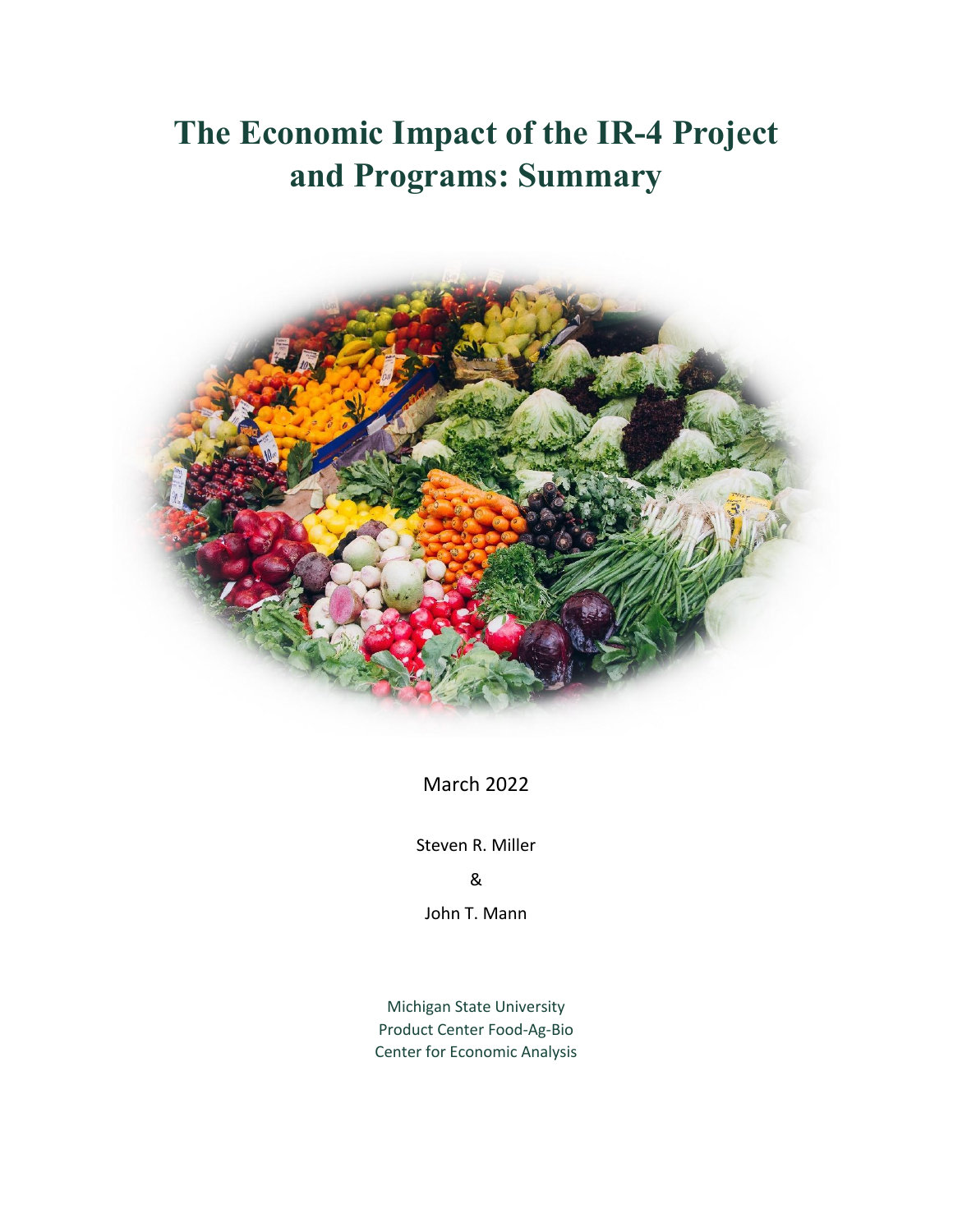# The Economic Impact of the IR-4 Project and Programs: Summary

March 2022

Steven R. Miller

&

John T. Mann

Michigan State University
Product Center Food-Ag-Bio
Center for Economic Analysis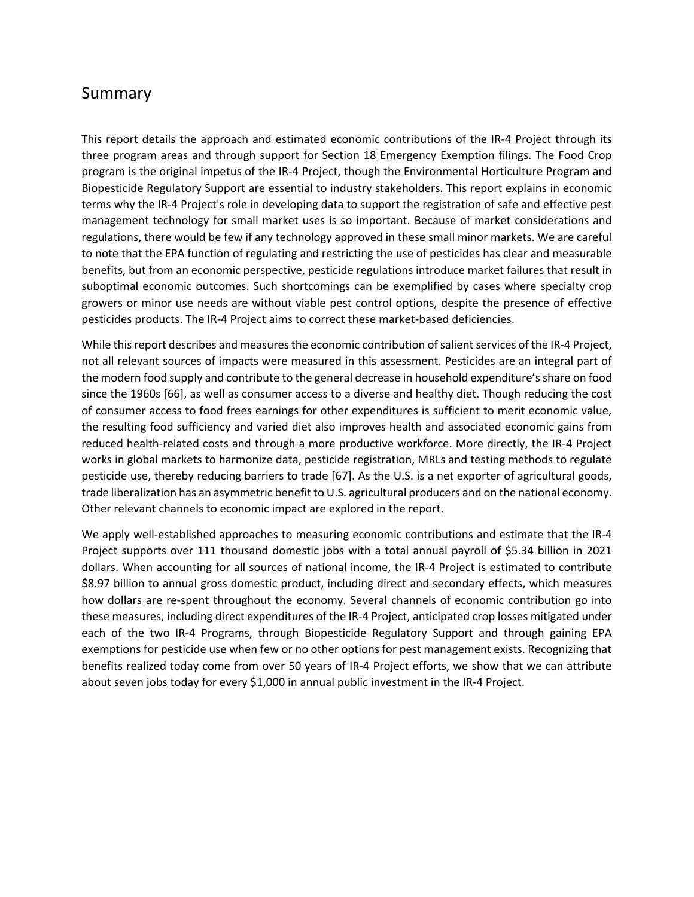## Summary

This report details the approach and estimated economic contributions of the IR-4 Project through its three program areas and through support for Section 18 Emergency Exemption filings. The Food Crop program is the original impetus of the IR-4 Project, though the Environmental Horticulture Program and Biopesticide Regulatory Support are essential to industry stakeholders. This report explains in economic terms why the IR-4 Project's role in developing data to support the registration of safe and effective pest management technology for small market uses is so important. Because of market considerations and regulations, there would be few if any technology approved in these small minor markets. We are careful to note that the EPA function of regulating and restricting the use of pesticides has clear and measurable benefits, but from an economic perspective, pesticide regulations introduce market failures that result in suboptimal economic outcomes. Such shortcomings can be exemplified by cases where specialty crop growers or minor use needs are without viable pest control options, despite the presence of effective pesticides products. The IR-4 Project aims to correct these market-based deficiencies.

While this report describes and measures the economic contribution of salient services of the IR-4 Project, not all relevant sources of impacts were measured in this assessment. Pesticides are an integral part of the modern food supply and contribute to the general decrease in household expenditure's share on food since the 1960s [66], as well as consumer access to a diverse and healthy diet. Though reducing the cost of consumer access to food frees earnings for other expenditures is sufficient to merit economic value, the resulting food sufficiency and varied diet also improves health and associated economic gains from reduced health-related costs and through a more productive workforce. More directly, the IR-4 Project works in global markets to harmonize data, pesticide registration, MRLs and testing methods to regulate pesticide use, thereby reducing barriers to trade [67]. As the U.S. is a net exporter of agricultural goods, trade liberalization has an asymmetric benefit to U.S. agricultural producers and on the national economy. Other relevant channels to economic impact are explored in the report.

We apply well-established approaches to measuring economic contributions and estimate that the IR-4 Project supports over 111 thousand domestic jobs with a total annual payroll of $5.34 billion in 2021 dollars. When accounting for all sources of national income, the IR-4 Project is estimated to contribute $8.97 billion to annual gross domestic product, including direct and secondary effects, which measures how dollars are re-spent throughout the economy. Several channels of economic contribution go into these measures, including direct expenditures of the IR-4 Project, anticipated crop losses mitigated under each of the two IR-4 Programs, through Biopesticide Regulatory Support and through gaining EPA exemptions for pesticide use when few or no other options for pest management exists. Recognizing that benefits realized today come from over 50 years of IR-4 Project efforts, we show that we can attribute about seven jobs today for every $1,000 in annual public investment in the IR-4 Project.